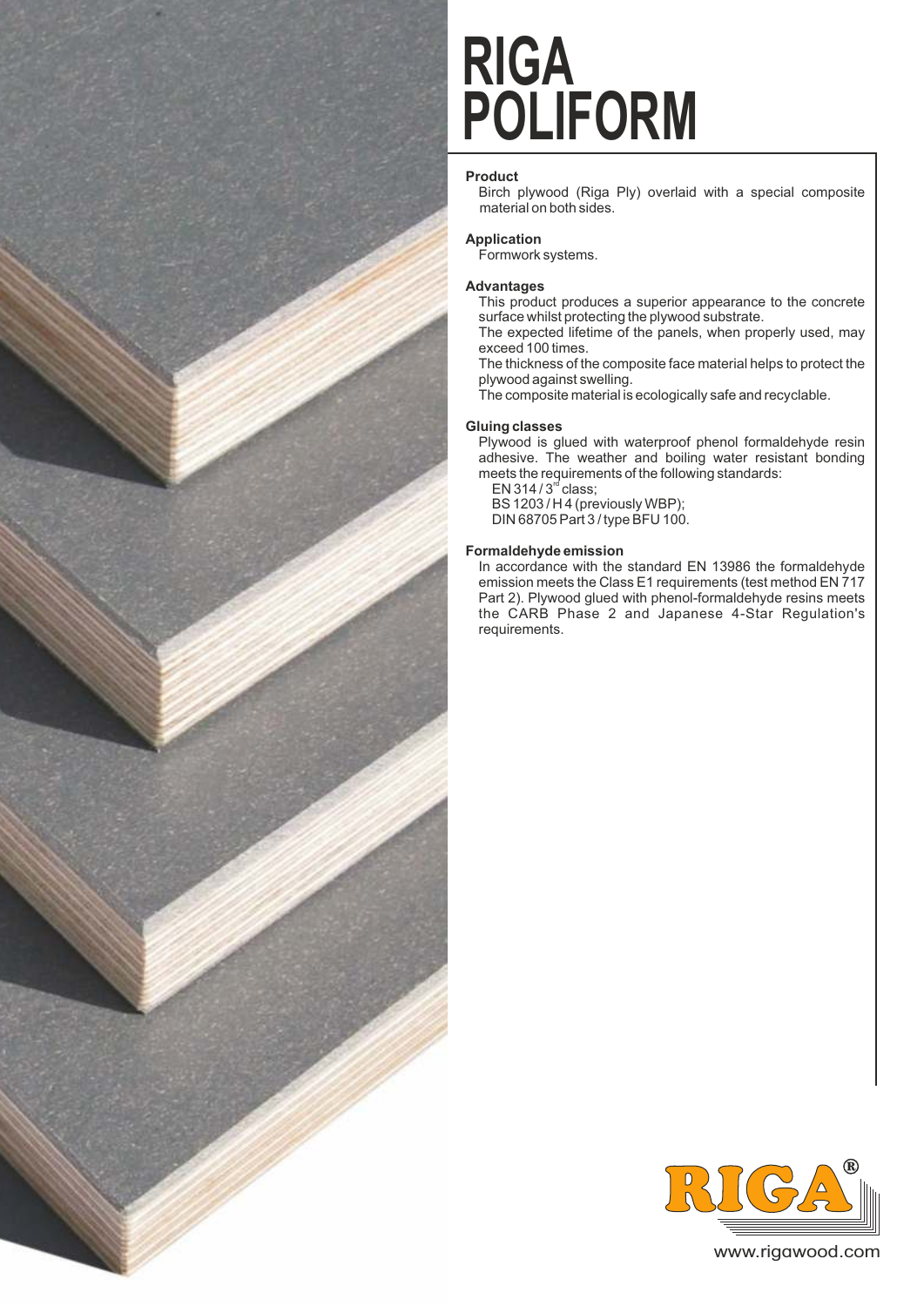# RIGA POLIFORM

### Product

Birch plywood (Riga Ply) overlaid with a special composite material on both sides.

### Application

Formwork systems.

### Advantages

This product produces a superior appearance to the concrete surface whilst protecting the plywood substrate.

The expected lifetime of the panels, when properly used, may exceed 100 times.

The thickness of the composite face material helps to protect the plywood against swelling.

The composite material is ecologically safe and recyclable.

### Gluing classes

Plywood is glued with waterproof phenol formaldehyde resin adhesive. The weather and boiling water resistant bonding meets the requirements of the following standards:

EN 314 / 3rd class;
BS 1203 / H 4 (previously WBP);
DIN 68705 Part 3 / type BFU 100.

### Formaldehyde emission

In accordance with the standard EN 13986 the formaldehyde emission meets the Class E1 requirements (test method EN 717 Part 2). Plywood glued with phenol-formaldehyde resins meets the CARB Phase 2 and Japanese 4-Star Regulation's requirements.

RIGA®

www.rigawood.com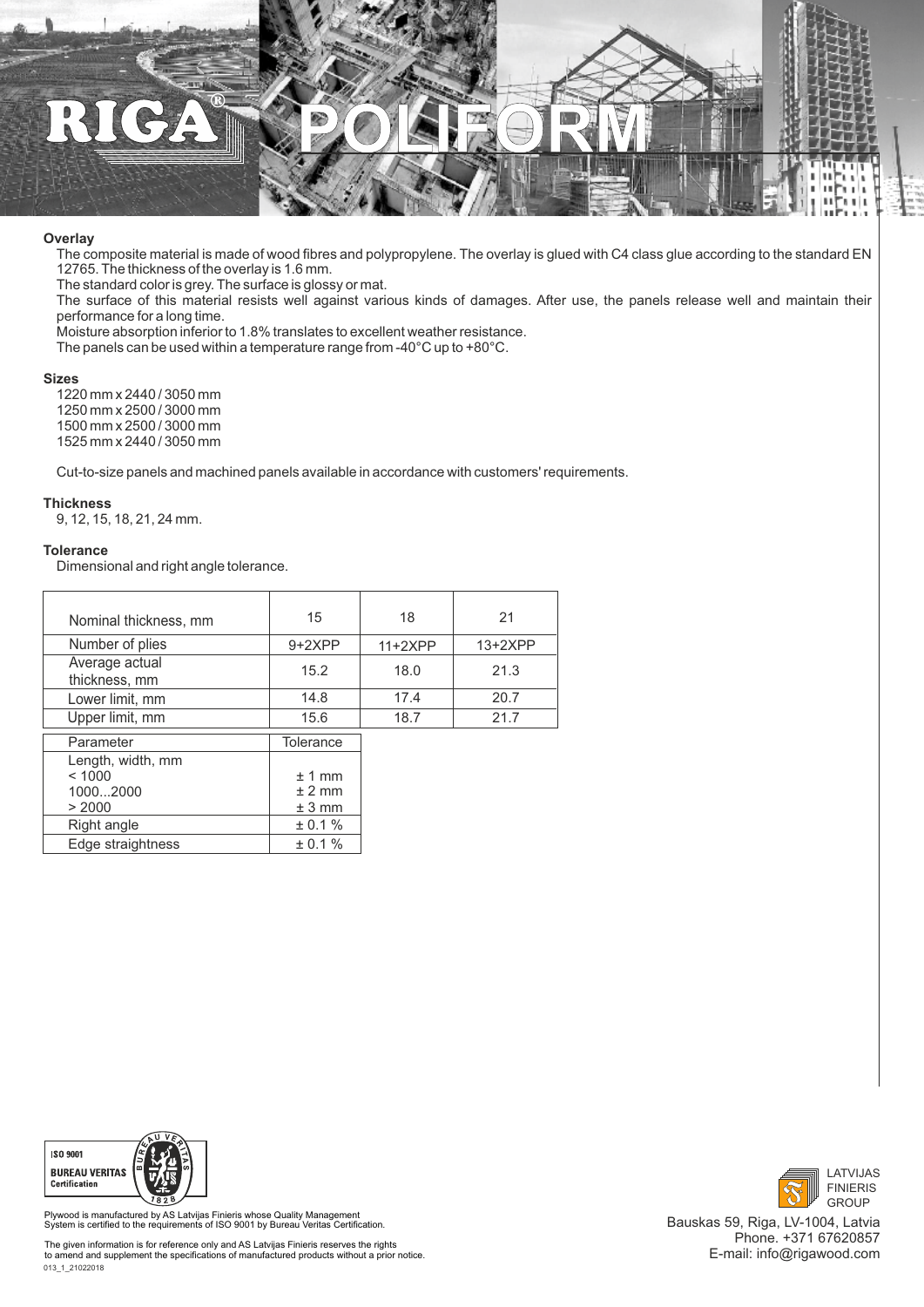# RIGA® POLIFORM

**Overlay**

The composite material is made of wood fibres and polypropylene. The overlay is glued with C4 class glue according to the standard EN 12765. The thickness of the overlay is 1.6 mm.

The standard color is grey. The surface is glossy or mat.

The surface of this material resists well against various kinds of damages. After use, the panels release well and maintain their performance for a long time.

Moisture absorption inferior to 1.8% translates to excellent weather resistance.

The panels can be used within a temperature range from -40°C up to +80°C.

**Sizes**

1220 mm x 2440 / 3050 mm
1250 mm x 2500 / 3000 mm
1500 mm x 2500 / 3000 mm
1525 mm x 2440 / 3050 mm

Cut-to-size panels and machined panels available in accordance with customers' requirements.

**Thickness**

9, 12, 15, 18, 21, 24 mm.

**Tolerance**

Dimensional and right angle tolerance.

| Nominal thickness, mm | 15 | 18 | 21 |
|---|---|---|---|
| Number of plies | 9+2XPP | 11+2XPP | 13+2XPP |
| Average actual thickness, mm | 15.2 | 18.0 | 21.3 |
| Lower limit, mm | 14.8 | 17.4 | 20.7 |
| Upper limit, mm | 15.6 | 18.7 | 21.7 |

| Parameter | Tolerance |
|---|---|
| Length, width, mm<br>< 1000<br>1000...2000<br>> 2000 | <br>± 1 mm<br>± 2 mm<br>± 3 mm |
| Right angle | ± 0.1 % |
| Edge straightness | ± 0.1 % |

ISO 9001
BUREAU VERITAS
Certification

Plywood is manufactured by AS Latvijas Finieris whose Quality Management System is certified to the requirements of ISO 9001 by Bureau Veritas Certification.

The given information is for reference only and AS Latvijas Finieris reserves the rights to amend and supplement the specifications of manufactured products without a prior notice.

013_1_21022018

LATVIJAS FINIERIS GROUP

Bauskas 59, Riga, LV-1004, Latvia
Phone. +371 67620857
E-mail: info@rigawood.com